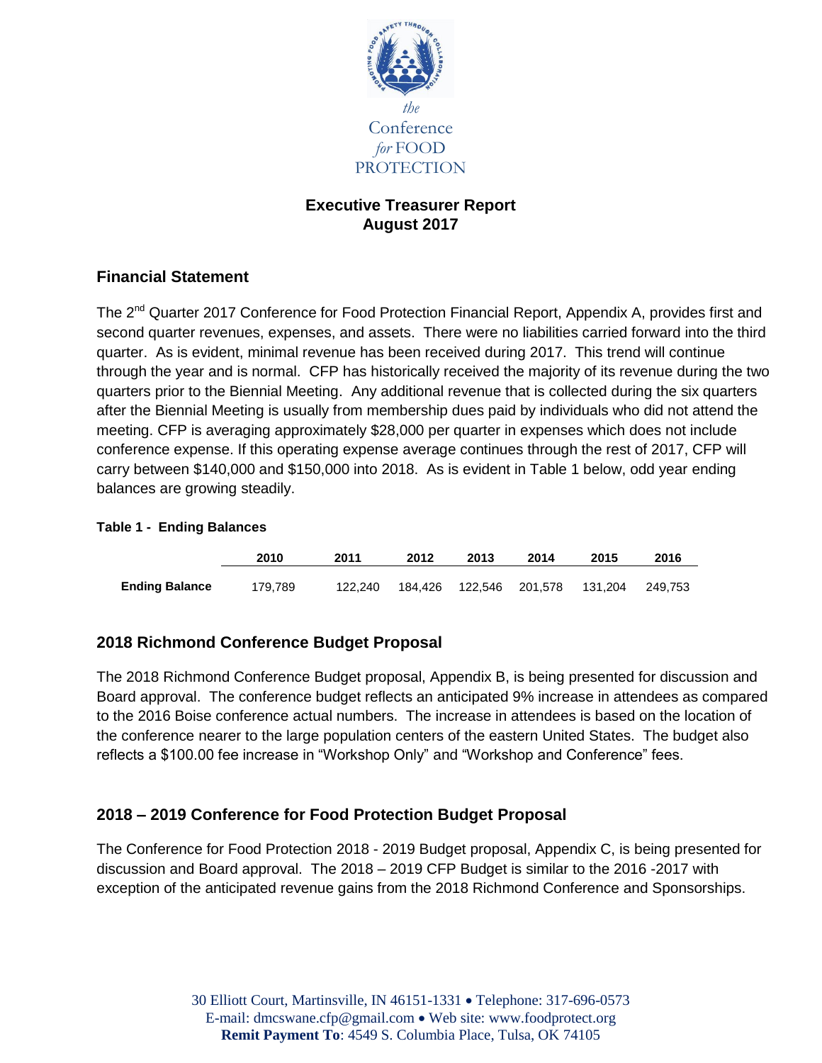the Conference for FOOD PROTECTION

# Executive Treasurer Report
## August 2017

## Financial Statement

The 2nd Quarter 2017 Conference for Food Protection Financial Report, Appendix A, provides first and second quarter revenues, expenses, and assets. There were no liabilities carried forward into the third quarter. As is evident, minimal revenue has been received during 2017. This trend will continue through the year and is normal. CFP has historically received the majority of its revenue during the two quarters prior to the Biennial Meeting. Any additional revenue that is collected during the six quarters after the Biennial Meeting is usually from membership dues paid by individuals who did not attend the meeting. CFP is averaging approximately $28,000 per quarter in expenses which does not include conference expense. If this operating expense average continues through the rest of 2017, CFP will carry between $140,000 and $150,000 into 2018. As is evident in Table 1 below, odd year ending balances are growing steadily.

**Table 1 - Ending Balances**

| | 2010 | 2011 | 2012 | 2013 | 2014 | 2015 | 2016 |
|---|---|---|---|---|---|---|---|
| **Ending Balance** | 179,789 | 122,240 | 184,426 | 122,546 | 201,578 | 131,204 | 249,753 |

## 2018 Richmond Conference Budget Proposal

The 2018 Richmond Conference Budget proposal, Appendix B, is being presented for discussion and Board approval. The conference budget reflects an anticipated 9% increase in attendees as compared to the 2016 Boise conference actual numbers. The increase in attendees is based on the location of the conference nearer to the large population centers of the eastern United States. The budget also reflects a $100.00 fee increase in "Workshop Only" and "Workshop and Conference" fees.

## 2018 – 2019 Conference for Food Protection Budget Proposal

The Conference for Food Protection 2018 - 2019 Budget proposal, Appendix C, is being presented for discussion and Board approval. The 2018 – 2019 CFP Budget is similar to the 2016 -2017 with exception of the anticipated revenue gains from the 2018 Richmond Conference and Sponsorships.

30 Elliott Court, Martinsville, IN 46151-1331 • Telephone: 317-696-0573
E-mail: dmcswane.cfp@gmail.com • Web site: www.foodprotect.org
**Remit Payment To**: 4549 S. Columbia Place, Tulsa, OK 74105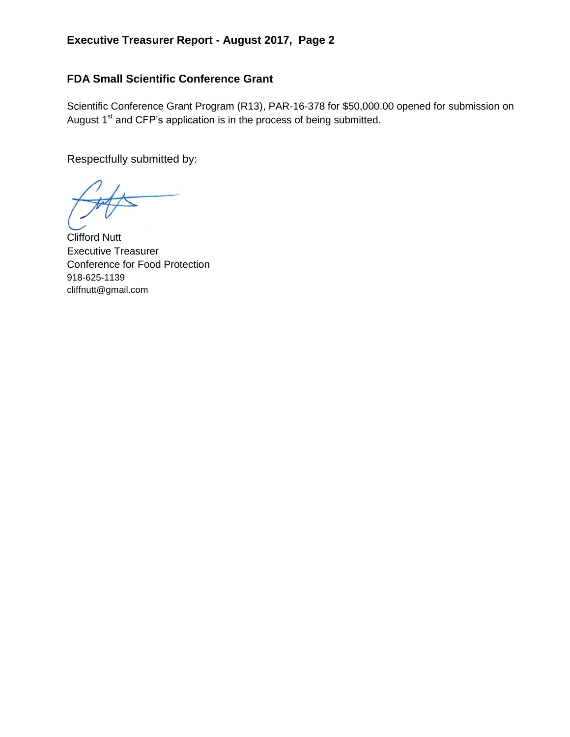## FDA Small Scientific Conference Grant

Scientific Conference Grant Program (R13), PAR-16-378 for $50,000.00 opened for submission on August 1st and CFP's application is in the process of being submitted.

Respectfully submitted by:

Clifford Nutt
Executive Treasurer
Conference for Food Protection
918-625-1139
cliffnutt@gmail.com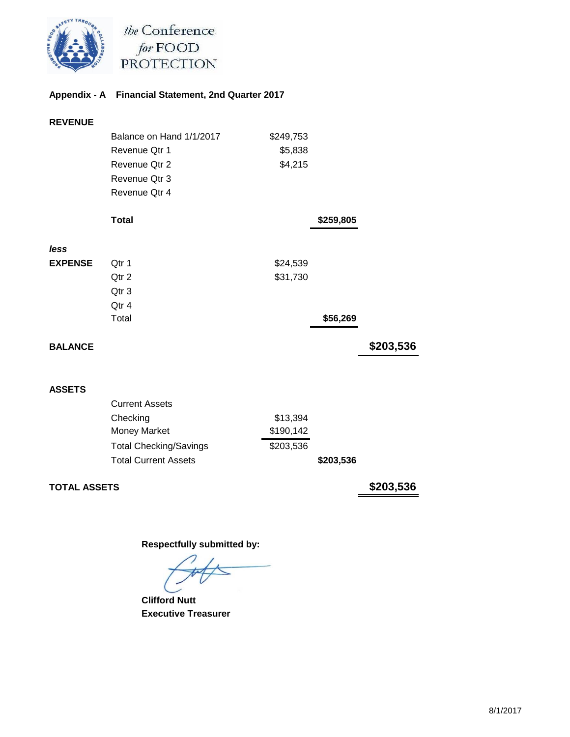the Conference for FOOD PROTECTION

## Appendix - A Financial Statement, 2nd Quarter 2017

| | | | | |
|---|---|---|---|---|
| **REVENUE** | | | | |
| | Balance on Hand 1/1/2017 | $249,753 | | |
| | Revenue Qtr 1 | $5,838 | | |
| | Revenue Qtr 2 | $4,215 | | |
| | Revenue Qtr 3 | | | |
| | Revenue Qtr 4 | | | |
| | **Total** | | **$259,805** | |
| ***less*** | | | | |
| **EXPENSE** | Qtr 1 | $24,539 | | |
| | Qtr 2 | $31,730 | | |
| | Qtr 3 | | | |
| | Qtr 4 | | | |
| | Total | | **$56,269** | |
| **BALANCE** | | | | **$203,536** |
| **ASSETS** | | | | |
| | Current Assets | | | |
| | Checking | $13,394 | | |
| | Money Market | $190,142 | | |
| | Total Checking/Savings | $203,536 | | |
| | Total Current Assets | | **$203,536** | |
| **TOTAL ASSETS** | | | | **$203,536** |

**Respectfully submitted by:**

**Clifford Nutt**
**Executive Treasurer**

8/1/2017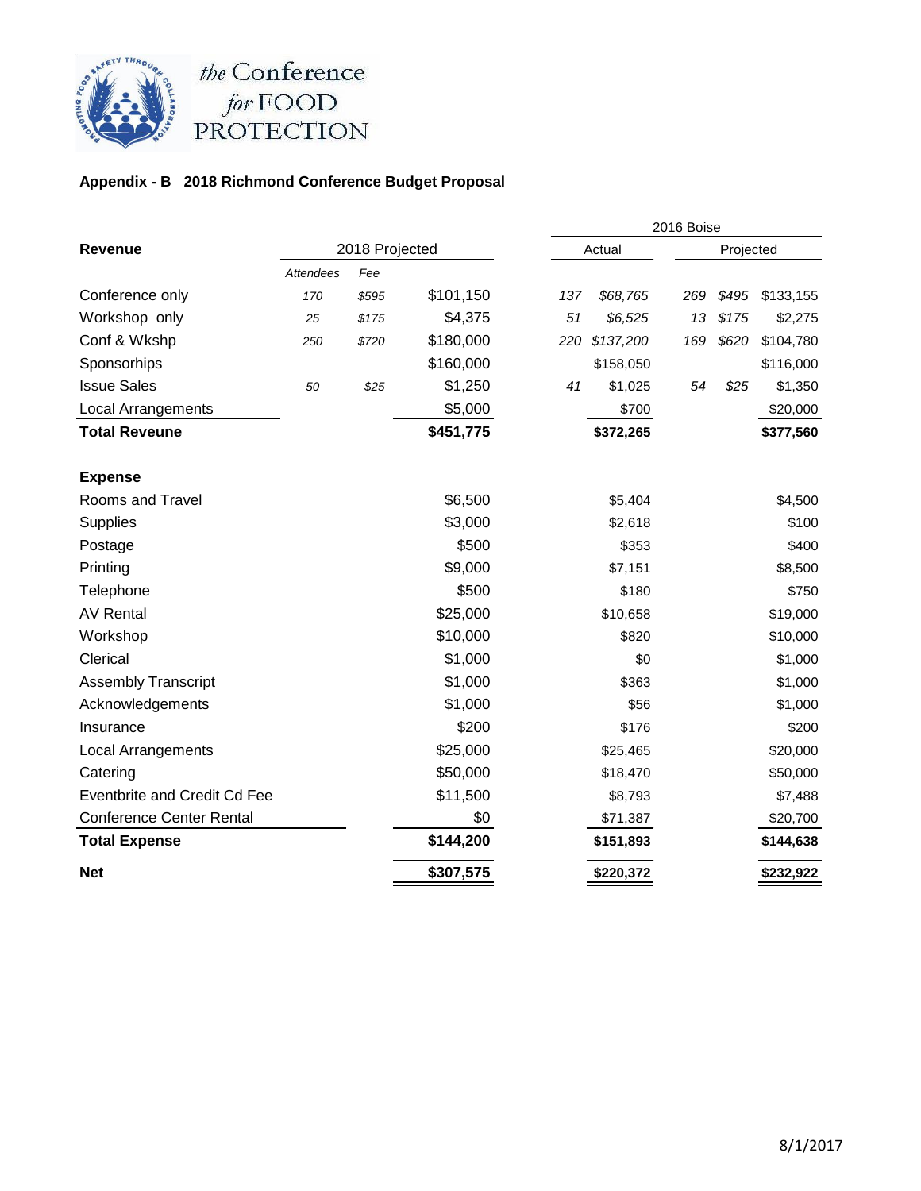the Conference for FOOD PROTECTION

**Appendix - B 2018 Richmond Conference Budget Proposal**

| Revenue | 2018 Projected | | | 2016 Boise Actual | | 2016 Boise Projected | | |
|---|---|---|---|---|---|---|---|---|
| | *Attendees* | *Fee* | | | | | | |
| Conference only | *170* | *$595* | $101,150 | *137* | *$68,765* | *269* | *$495* | $133,155 |
| Workshop only | *25* | *$175* | $4,375 | *51* | *$6,525* | *13* | *$175* | $2,275 |
| Conf & Wkshp | *250* | *$720* | $180,000 | *220* | *$137,200* | *169* | *$620* | $104,780 |
| Sponsorhips | | | $160,000 | | $158,050 | | | $116,000 |
| Issue Sales | *50* | *$25* | $1,250 | *41* | $1,025 | *54* | *$25* | $1,350 |
| Local Arrangements | | | $5,000 | | $700 | | | $20,000 |
| **Total Reveune** | | | **$451,775** | | **$372,265** | | | **$377,560** |
| | | | | | | | | |
| **Expense** | | | | | | | | |
| Rooms and Travel | | | $6,500 | | $5,404 | | | $4,500 |
| Supplies | | | $3,000 | | $2,618 | | | $100 |
| Postage | | | $500 | | $353 | | | $400 |
| Printing | | | $9,000 | | $7,151 | | | $8,500 |
| Telephone | | | $500 | | $180 | | | $750 |
| AV Rental | | | $25,000 | | $10,658 | | | $19,000 |
| Workshop | | | $10,000 | | $820 | | | $10,000 |
| Clerical | | | $1,000 | | $0 | | | $1,000 |
| Assembly Transcript | | | $1,000 | | $363 | | | $1,000 |
| Acknowledgements | | | $1,000 | | $56 | | | $1,000 |
| Insurance | | | $200 | | $176 | | | $200 |
| Local Arrangements | | | $25,000 | | $25,465 | | | $20,000 |
| Catering | | | $50,000 | | $18,470 | | | $50,000 |
| Eventbrite and Credit Cd Fee | | | $11,500 | | $8,793 | | | $7,488 |
| Conference Center Rental | | | $0 | | $71,387 | | | $20,700 |
| **Total Expense** | | | **$144,200** | | **$151,893** | | | **$144,638** |
| **Net** | | | **$307,575** | | **$220,372** | | | **$232,922** |

8/1/2017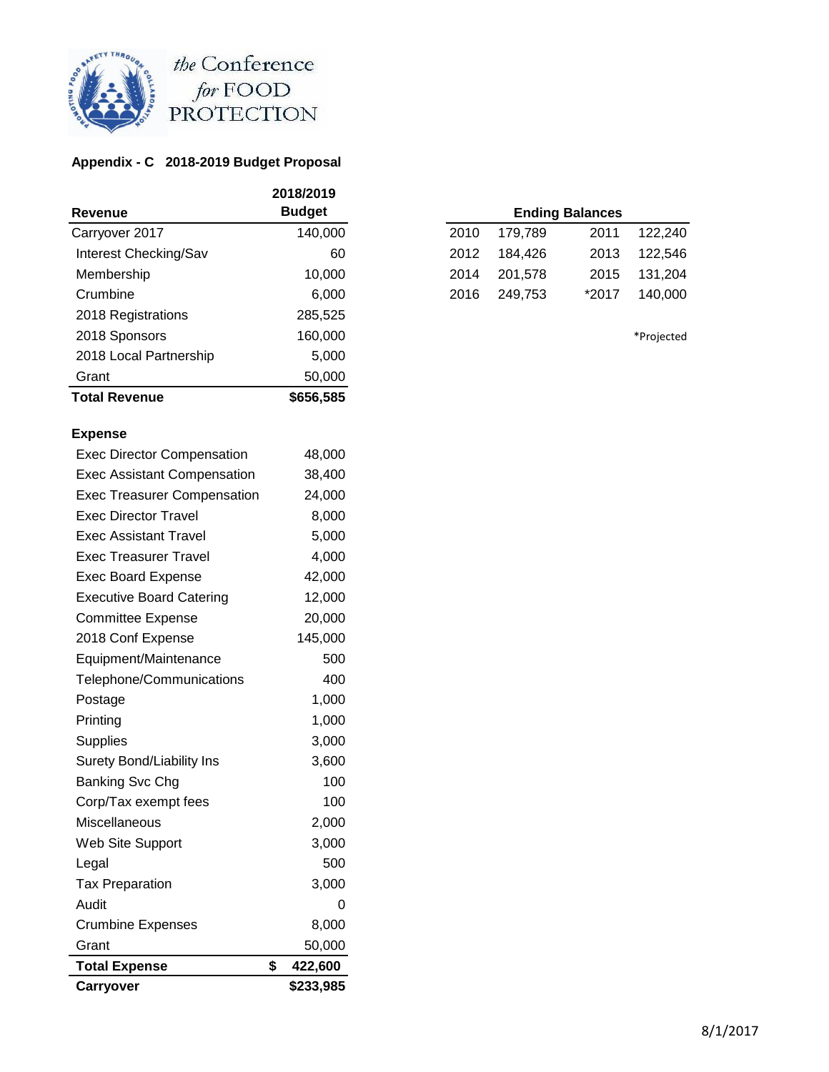the Conference for FOOD PROTECTION

**Appendix - C   2018-2019 Budget Proposal**

| Revenue | 2018/2019 Budget |
|---|---|
| Carryover 2017 | 140,000 |
| Interest Checking/Sav | 60 |
| Membership | 10,000 |
| Crumbine | 6,000 |
| 2018 Registrations | 285,525 |
| 2018 Sponsors | 160,000 |
| 2018 Local Partnership | 5,000 |
| Grant | 50,000 |
| **Total Revenue** | **$656,585** |

| Expense | |
|---|---|
| Exec Director Compensation | 48,000 |
| Exec Assistant Compensation | 38,400 |
| Exec Treasurer Compensation | 24,000 |
| Exec Director Travel | 8,000 |
| Exec Assistant Travel | 5,000 |
| Exec Treasurer Travel | 4,000 |
| Exec Board Expense | 42,000 |
| Executive Board Catering | 12,000 |
| Committee Expense | 20,000 |
| 2018 Conf Expense | 145,000 |
| Equipment/Maintenance | 500 |
| Telephone/Communications | 400 |
| Postage | 1,000 |
| Printing | 1,000 |
| Supplies | 3,000 |
| Surety Bond/Liability Ins | 3,600 |
| Banking Svc Chg | 100 |
| Corp/Tax exempt fees | 100 |
| Miscellaneous | 2,000 |
| Web Site Support | 3,000 |
| Legal | 500 |
| Tax Preparation | 3,000 |
| Audit | 0 |
| Crumbine Expenses | 8,000 |
| Grant | 50,000 |
| **Total Expense** | **$ 422,600** |
| **Carryover** | **$233,985** |

**Ending Balances**

| | | | |
|---|---|---|---|
| 2010 | 179,789 | 2011 | 122,240 |
| 2012 | 184,426 | 2013 | 122,546 |
| 2014 | 201,578 | 2015 | 131,204 |
| 2016 | 249,753 | *2017 | 140,000 |

*Projected

8/1/2017